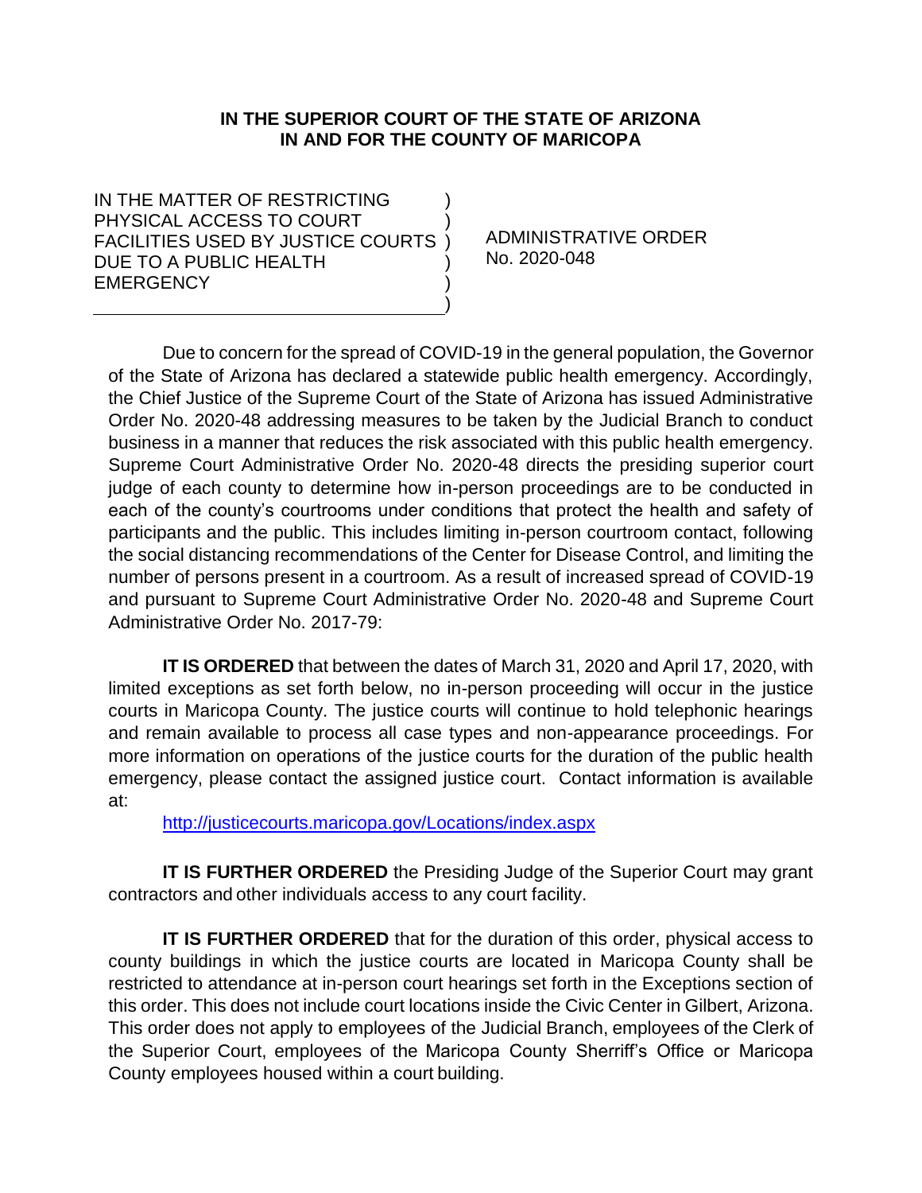**IN THE SUPERIOR COURT OF THE STATE OF ARIZONA**
**IN AND FOR THE COUNTY OF MARICOPA**

| | |
|---|---|
| IN THE MATTER OF RESTRICTING PHYSICAL ACCESS TO COURT FACILITIES USED BY JUSTICE COURTS DUE TO A PUBLIC HEALTH EMERGENCY | ADMINISTRATIVE ORDER No. 2020-048 |

Due to concern for the spread of COVID-19 in the general population, the Governor of the State of Arizona has declared a statewide public health emergency. Accordingly, the Chief Justice of the Supreme Court of the State of Arizona has issued Administrative Order No. 2020-48 addressing measures to be taken by the Judicial Branch to conduct business in a manner that reduces the risk associated with this public health emergency. Supreme Court Administrative Order No. 2020-48 directs the presiding superior court judge of each county to determine how in-person proceedings are to be conducted in each of the county's courtrooms under conditions that protect the health and safety of participants and the public. This includes limiting in-person courtroom contact, following the social distancing recommendations of the Center for Disease Control, and limiting the number of persons present in a courtroom. As a result of increased spread of COVID-19 and pursuant to Supreme Court Administrative Order No. 2020-48 and Supreme Court Administrative Order No. 2017-79:

**IT IS ORDERED** that between the dates of March 31, 2020 and April 17, 2020, with limited exceptions as set forth below, no in-person proceeding will occur in the justice courts in Maricopa County. The justice courts will continue to hold telephonic hearings and remain available to process all case types and non-appearance proceedings. For more information on operations of the justice courts for the duration of the public health emergency, please contact the assigned justice court. Contact information is available at:

http://justicecourts.maricopa.gov/Locations/index.aspx

**IT IS FURTHER ORDERED** the Presiding Judge of the Superior Court may grant contractors and other individuals access to any court facility.

**IT IS FURTHER ORDERED** that for the duration of this order, physical access to county buildings in which the justice courts are located in Maricopa County shall be restricted to attendance at in-person court hearings set forth in the Exceptions section of this order. This does not include court locations inside the Civic Center in Gilbert, Arizona. This order does not apply to employees of the Judicial Branch, employees of the Clerk of the Superior Court, employees of the Maricopa County Sherriff's Office or Maricopa County employees housed within a court building.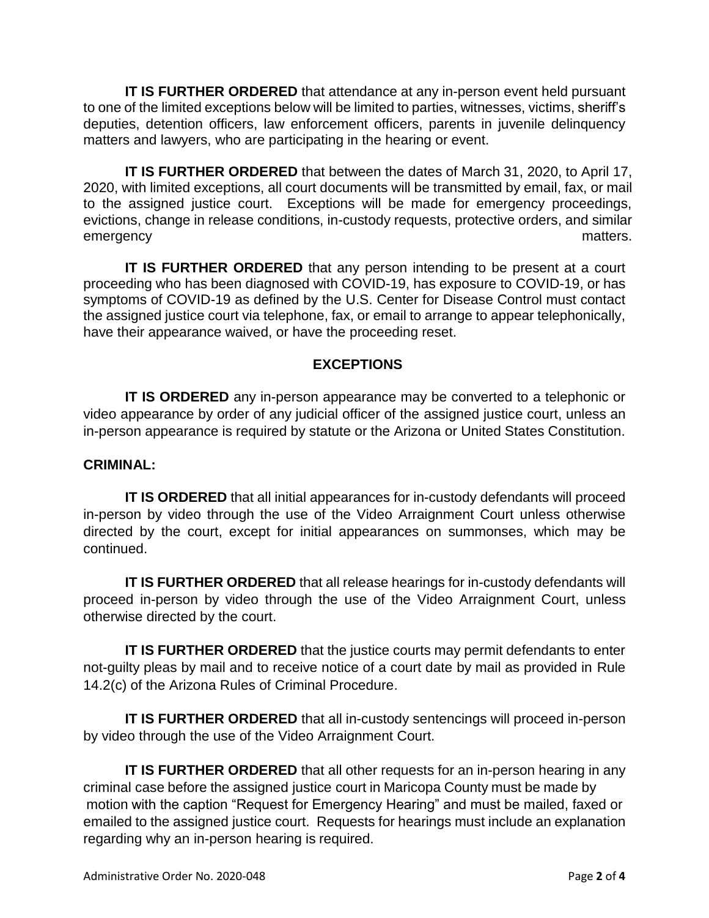**IT IS FURTHER ORDERED** that attendance at any in-person event held pursuant to one of the limited exceptions below will be limited to parties, witnesses, victims, sheriff's deputies, detention officers, law enforcement officers, parents in juvenile delinquency matters and lawyers, who are participating in the hearing or event.

**IT IS FURTHER ORDERED** that between the dates of March 31, 2020, to April 17, 2020, with limited exceptions, all court documents will be transmitted by email, fax, or mail to the assigned justice court. Exceptions will be made for emergency proceedings, evictions, change in release conditions, in-custody requests, protective orders, and similar emergency matters.

**IT IS FURTHER ORDERED** that any person intending to be present at a court proceeding who has been diagnosed with COVID-19, has exposure to COVID-19, or has symptoms of COVID-19 as defined by the U.S. Center for Disease Control must contact the assigned justice court via telephone, fax, or email to arrange to appear telephonically, have their appearance waived, or have the proceeding reset.

## EXCEPTIONS

**IT IS ORDERED** any in-person appearance may be converted to a telephonic or video appearance by order of any judicial officer of the assigned justice court, unless an in-person appearance is required by statute or the Arizona or United States Constitution.

**CRIMINAL:**

**IT IS ORDERED** that all initial appearances for in-custody defendants will proceed in-person by video through the use of the Video Arraignment Court unless otherwise directed by the court, except for initial appearances on summonses, which may be continued.

**IT IS FURTHER ORDERED** that all release hearings for in-custody defendants will proceed in-person by video through the use of the Video Arraignment Court, unless otherwise directed by the court.

**IT IS FURTHER ORDERED** that the justice courts may permit defendants to enter not-guilty pleas by mail and to receive notice of a court date by mail as provided in Rule 14.2(c) of the Arizona Rules of Criminal Procedure.

**IT IS FURTHER ORDERED** that all in-custody sentencings will proceed in-person by video through the use of the Video Arraignment Court.

**IT IS FURTHER ORDERED** that all other requests for an in-person hearing in any criminal case before the assigned justice court in Maricopa County must be made by motion with the caption "Request for Emergency Hearing" and must be mailed, faxed or emailed to the assigned justice court. Requests for hearings must include an explanation regarding why an in-person hearing is required.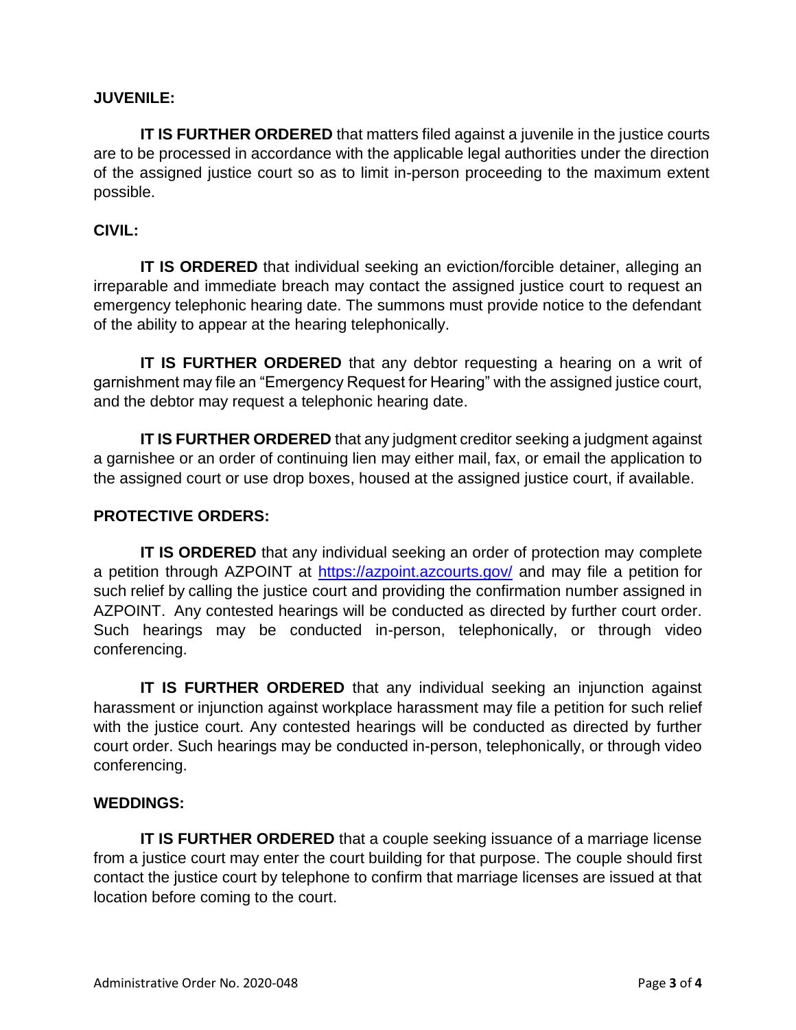**JUVENILE:**

**IT IS FURTHER ORDERED** that matters filed against a juvenile in the justice courts are to be processed in accordance with the applicable legal authorities under the direction of the assigned justice court so as to limit in-person proceeding to the maximum extent possible.

**CIVIL:**

**IT IS ORDERED** that individual seeking an eviction/forcible detainer, alleging an irreparable and immediate breach may contact the assigned justice court to request an emergency telephonic hearing date. The summons must provide notice to the defendant of the ability to appear at the hearing telephonically.

**IT IS FURTHER ORDERED** that any debtor requesting a hearing on a writ of garnishment may file an "Emergency Request for Hearing" with the assigned justice court, and the debtor may request a telephonic hearing date.

**IT IS FURTHER ORDERED** that any judgment creditor seeking a judgment against a garnishee or an order of continuing lien may either mail, fax, or email the application to the assigned court or use drop boxes, housed at the assigned justice court, if available.

**PROTECTIVE ORDERS:**

**IT IS ORDERED** that any individual seeking an order of protection may complete a petition through AZPOINT at [https://azpoint.azcourts.gov/](https://azpoint.azcourts.gov/) and may file a petition for such relief by calling the justice court and providing the confirmation number assigned in AZPOINT. Any contested hearings will be conducted as directed by further court order. Such hearings may be conducted in-person, telephonically, or through video conferencing.

**IT IS FURTHER ORDERED** that any individual seeking an injunction against harassment or injunction against workplace harassment may file a petition for such relief with the justice court. Any contested hearings will be conducted as directed by further court order. Such hearings may be conducted in-person, telephonically, or through video conferencing.

**WEDDINGS:**

**IT IS FURTHER ORDERED** that a couple seeking issuance of a marriage license from a justice court may enter the court building for that purpose. The couple should first contact the justice court by telephone to confirm that marriage licenses are issued at that location before coming to the court.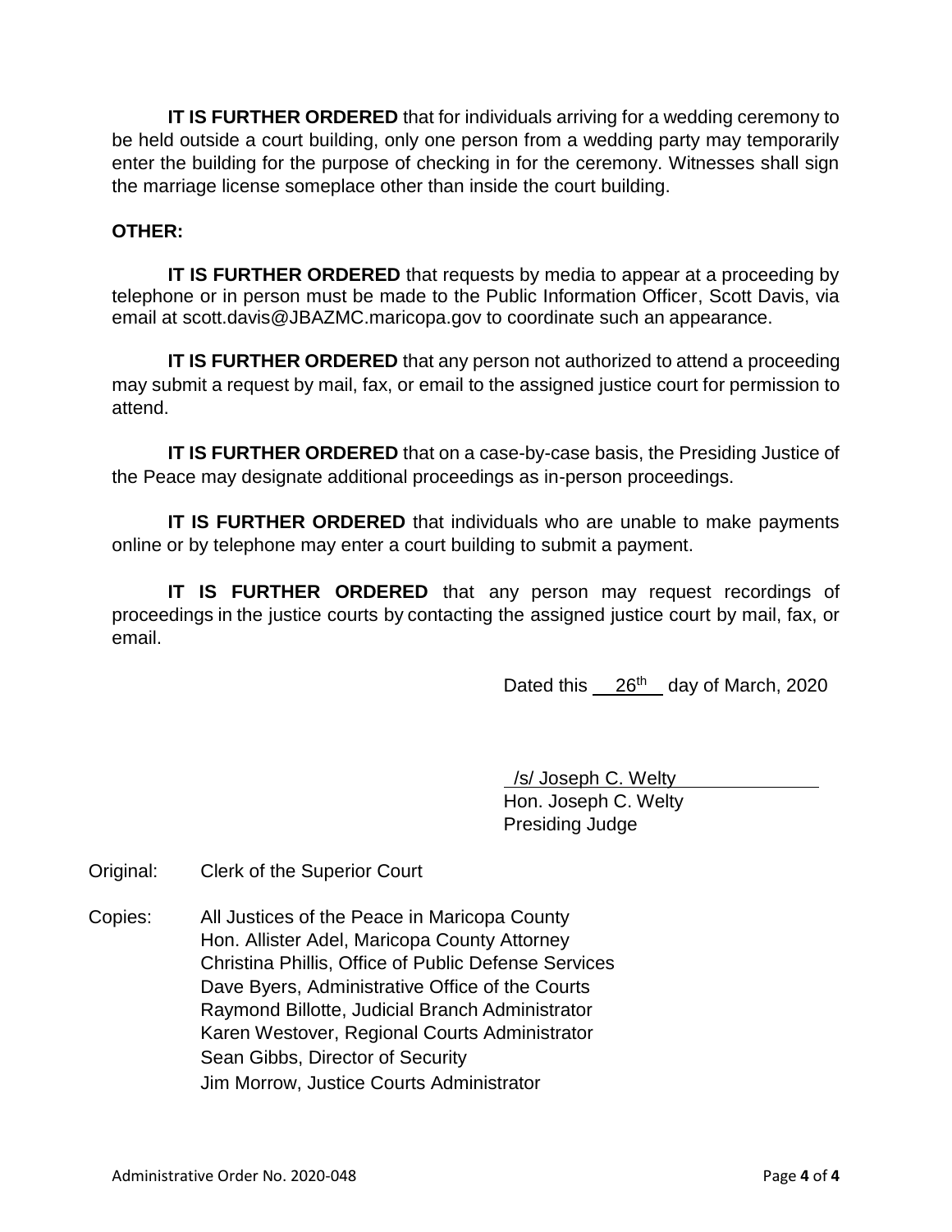**IT IS FURTHER ORDERED** that for individuals arriving for a wedding ceremony to be held outside a court building, only one person from a wedding party may temporarily enter the building for the purpose of checking in for the ceremony. Witnesses shall sign the marriage license someplace other than inside the court building.

**OTHER:**

**IT IS FURTHER ORDERED** that requests by media to appear at a proceeding by telephone or in person must be made to the Public Information Officer, Scott Davis, via email at scott.davis@JBAZMC.maricopa.gov to coordinate such an appearance.

**IT IS FURTHER ORDERED** that any person not authorized to attend a proceeding may submit a request by mail, fax, or email to the assigned justice court for permission to attend.

**IT IS FURTHER ORDERED** that on a case-by-case basis, the Presiding Justice of the Peace may designate additional proceedings as in-person proceedings.

**IT IS FURTHER ORDERED** that individuals who are unable to make payments online or by telephone may enter a court building to submit a payment.

**IT IS FURTHER ORDERED** that any person may request recordings of proceedings in the justice courts by contacting the assigned justice court by mail, fax, or email.

Dated this 26th day of March, 2020

/s/ Joseph C. Welty
Hon. Joseph C. Welty
Presiding Judge

Original: Clerk of the Superior Court

Copies: All Justices of the Peace in Maricopa County
Hon. Allister Adel, Maricopa County Attorney
Christina Phillis, Office of Public Defense Services
Dave Byers, Administrative Office of the Courts
Raymond Billotte, Judicial Branch Administrator
Karen Westover, Regional Courts Administrator
Sean Gibbs, Director of Security
Jim Morrow, Justice Courts Administrator

Administrative Order No. 2020-048